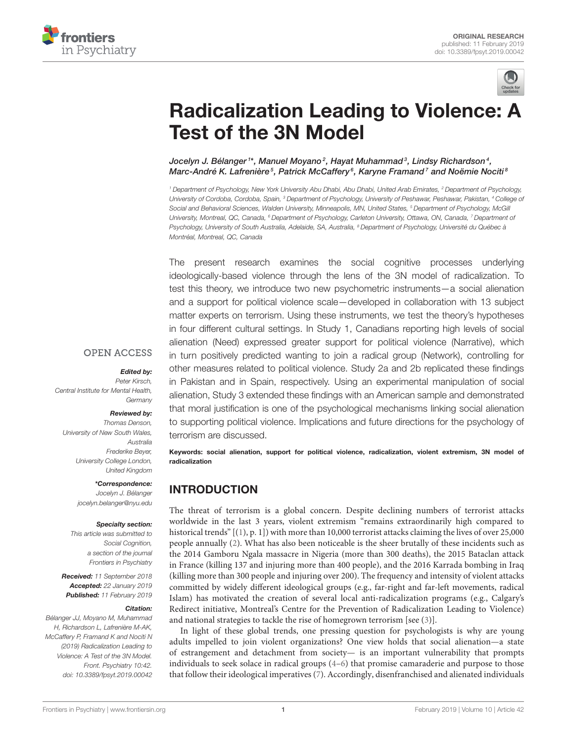ORIGINAL RESEARCH
published: 11 February 2019
doi: 10.3389/fpsyt.2019.00042

# Radicalization Leading to Violence: A Test of the 3N Model

*Jocelyn J. Bélanger[1]\*, Manuel Moyano[2], Hayat Muhammad[3], Lindsy Richardson[4], Marc-André K. Lafrenière[5], Patrick McCaffery[6], Karyne Framand[7] and Noëmie Nociti[8]*

[1] Department of Psychology, New York University Abu Dhabi, Abu Dhabi, United Arab Emirates, [2] Department of Psychology, University of Cordoba, Cordoba, Spain, [3] Department of Psychology, University of Peshawar, Peshawar, Pakistan, [4] College of Social and Behavioral Sciences, Walden University, Minneapolis, MN, United States, [5] Department of Psychology, McGill University, Montreal, QC, Canada, [6] Department of Psychology, Carleton University, Ottawa, ON, Canada, [7] Department of Psychology, University of South Australia, Adelaide, SA, Australia, [8] Department of Psychology, Université du Québec à Montréal, Montreal, QC, Canada

The present research examines the social cognitive processes underlying ideologically-based violence through the lens of the 3N model of radicalization. To test this theory, we introduce two new psychometric instruments—a social alienation and a support for political violence scale—developed in collaboration with 13 subject matter experts on terrorism. Using these instruments, we test the theory's hypotheses in four different cultural settings. In Study 1, Canadians reporting high levels of social alienation (Need) expressed greater support for political violence (Narrative), which in turn positively predicted wanting to join a radical group (Network), controlling for other measures related to political violence. Study 2a and 2b replicated these findings in Pakistan and in Spain, respectively. Using an experimental manipulation of social alienation, Study 3 extended these findings with an American sample and demonstrated that moral justification is one of the psychological mechanisms linking social alienation to supporting political violence. Implications and future directions for the psychology of terrorism are discussed.

**Keywords: social alienation, support for political violence, radicalization, violent extremism, 3N model of radicalization**

OPEN ACCESS

***Edited by:***
*Peter Kirsch,*
*Central Institute for Mental Health, Germany*

***Reviewed by:***
*Thomas Denson,*
*University of New South Wales, Australia*
*Frederike Beyer,*
*University College London, United Kingdom*

***\*Correspondence:***
*Jocelyn J. Bélanger*
*jocelyn.belanger@nyu.edu*

***Specialty section:***
*This article was submitted to Social Cognition, a section of the journal Frontiers in Psychiatry*

***Received:*** *11 September 2018*
***Accepted:*** *22 January 2019*
***Published:*** *11 February 2019*

***Citation:***
*Bélanger JJ, Moyano M, Muhammad H, Richardson L, Lafrenière M-AK, McCaffery P, Framand K and Nociti N (2019) Radicalization Leading to Violence: A Test of the 3N Model. Front. Psychiatry 10:42. doi: 10.3389/fpsyt.2019.00042*

## INTRODUCTION

The threat of terrorism is a global concern. Despite declining numbers of terrorist attacks worldwide in the last 3 years, violent extremism "remains extraordinarily high compared to historical trends" [(1), p. 1]) with more than 10,000 terrorist attacks claiming the lives of over 25,000 people annually (2). What has also been noticeable is the sheer brutally of these incidents such as the 2014 Gamboru Ngala massacre in Nigeria (more than 300 deaths), the 2015 Bataclan attack in France (killing 137 and injuring more than 400 people), and the 2016 Karrada bombing in Iraq (killing more than 300 people and injuring over 200). The frequency and intensity of violent attacks committed by widely different ideological groups (e.g., far-right and far-left movements, radical Islam) has motivated the creation of several local anti-radicalization programs (e.g., Calgary's Redirect initiative, Montreal's Centre for the Prevention of Radicalization Leading to Violence) and national strategies to tackle the rise of homegrown terrorism [see (3)].

In light of these global trends, one pressing question for psychologists is why are young adults impelled to join violent organizations? One view holds that social alienation—a state of estrangement and detachment from society— is an important vulnerability that prompts individuals to seek solace in radical groups (4–6) that promise camaraderie and purpose to those that follow their ideological imperatives (7). Accordingly, disenfranchised and alienated individuals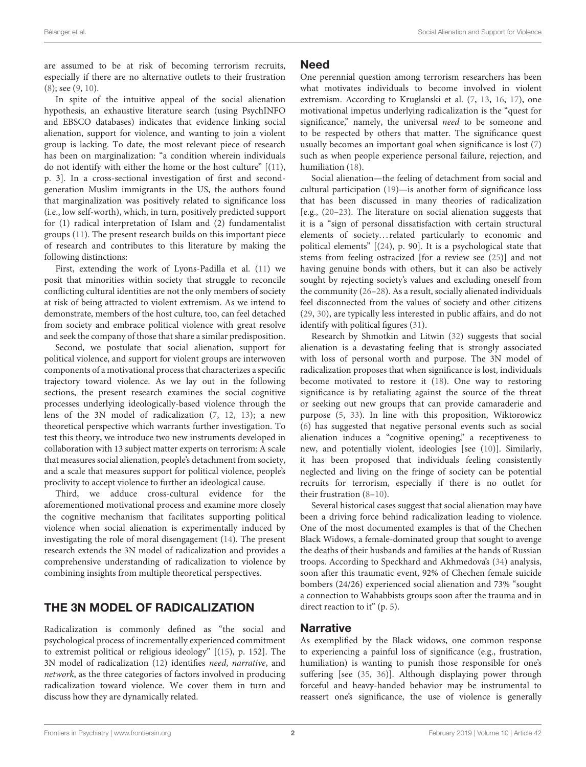are assumed to be at risk of becoming terrorism recruits, especially if there are no alternative outlets to their frustration (8); see (9, 10).

In spite of the intuitive appeal of the social alienation hypothesis, an exhaustive literature search (using PsychINFO and EBSCO databases) indicates that evidence linking social alienation, support for violence, and wanting to join a violent group is lacking. To date, the most relevant piece of research has been on marginalization: "a condition wherein individuals do not identify with either the home or the host culture" [(11), p. 3]. In a cross-sectional investigation of first and second-generation Muslim immigrants in the US, the authors found that marginalization was positively related to significance loss (i.e., low self-worth), which, in turn, positively predicted support for (1) radical interpretation of Islam and (2) fundamentalist groups (11). The present research builds on this important piece of research and contributes to this literature by making the following distinctions:

First, extending the work of Lyons-Padilla et al. (11) we posit that minorities within society that struggle to reconcile conflicting cultural identities are not the only members of society at risk of being attracted to violent extremism. As we intend to demonstrate, members of the host culture, too, can feel detached from society and embrace political violence with great resolve and seek the company of those that share a similar predisposition.

Second, we postulate that social alienation, support for political violence, and support for violent groups are interwoven components of a motivational process that characterizes a specific trajectory toward violence. As we lay out in the following sections, the present research examines the social cognitive processes underlying ideologically-based violence through the lens of the 3N model of radicalization (7, 12, 13); a new theoretical perspective which warrants further investigation. To test this theory, we introduce two new instruments developed in collaboration with 13 subject matter experts on terrorism: A scale that measures social alienation, people's detachment from society, and a scale that measures support for political violence, people's proclivity to accept violence to further an ideological cause.

Third, we adduce cross-cultural evidence for the aforementioned motivational process and examine more closely the cognitive mechanism that facilitates supporting political violence when social alienation is experimentally induced by investigating the role of moral disengagement (14). The present research extends the 3N model of radicalization and provides a comprehensive understanding of radicalization to violence by combining insights from multiple theoretical perspectives.

## THE 3N MODEL OF RADICALIZATION

Radicalization is commonly defined as "the social and psychological process of incrementally experienced commitment to extremist political or religious ideology" [(15), p. 152]. The 3N model of radicalization (12) identifies *need*, *narrative*, and *network*, as the three categories of factors involved in producing radicalization toward violence. We cover them in turn and discuss how they are dynamically related.

### Need

One perennial question among terrorism researchers has been what motivates individuals to become involved in violent extremism. According to Kruglanski et al. (7, 13, 16, 17), one motivational impetus underlying radicalization is the "quest for significance," namely, the universal *need* to be someone and to be respected by others that matter. The significance quest usually becomes an important goal when significance is lost (7) such as when people experience personal failure, rejection, and humiliation (18).

Social alienation—the feeling of detachment from social and cultural participation (19)—is another form of significance loss that has been discussed in many theories of radicalization [e.g., (20–23). The literature on social alienation suggests that it is a "sign of personal dissatisfaction with certain structural elements of society…related particularly to economic and political elements" [(24), p. 90]. It is a psychological state that stems from feeling ostracized [for a review see (25)] and not having genuine bonds with others, but it can also be actively sought by rejecting society's values and excluding oneself from the community (26–28). As a result, socially alienated individuals feel disconnected from the values of society and other citizens (29, 30), are typically less interested in public affairs, and do not identify with political figures (31).

Research by Shmotkin and Litwin (32) suggests that social alienation is a devastating feeling that is strongly associated with loss of personal worth and purpose. The 3N model of radicalization proposes that when significance is lost, individuals become motivated to restore it (18). One way to restoring significance is by retaliating against the source of the threat or seeking out new groups that can provide camaraderie and purpose (5, 33). In line with this proposition, Wiktorowicz (6) has suggested that negative personal events such as social alienation induces a "cognitive opening," a receptiveness to new, and potentially violent, ideologies [see (10)]. Similarly, it has been proposed that individuals feeling consistently neglected and living on the fringe of society can be potential recruits for terrorism, especially if there is no outlet for their frustration (8–10).

Several historical cases suggest that social alienation may have been a driving force behind radicalization leading to violence. One of the most documented examples is that of the Chechen Black Widows, a female-dominated group that sought to avenge the deaths of their husbands and families at the hands of Russian troops. According to Speckhard and Akhmedova's (34) analysis, soon after this traumatic event, 92% of Chechen female suicide bombers (24/26) experienced social alienation and 73% "sought a connection to Wahabbists groups soon after the trauma and in direct reaction to it" (p. 5).

### Narrative

As exemplified by the Black widows, one common response to experiencing a painful loss of significance (e.g., frustration, humiliation) is wanting to punish those responsible for one's suffering [see (35, 36)]. Although displaying power through forceful and heavy-handed behavior may be instrumental to reassert one's significance, the use of violence is generally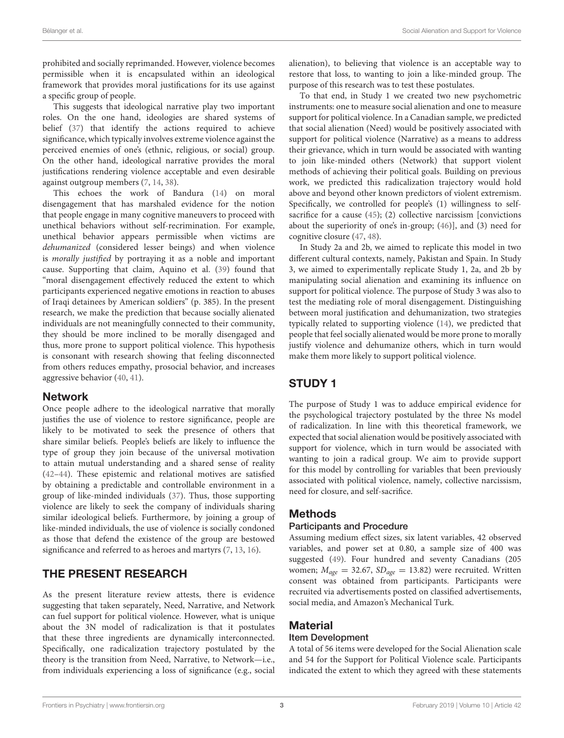prohibited and socially reprimanded. However, violence becomes permissible when it is encapsulated within an ideological framework that provides moral justifications for its use against a specific group of people.

This suggests that ideological narrative play two important roles. On the one hand, ideologies are shared systems of belief (37) that identify the actions required to achieve significance, which typically involves extreme violence against the perceived enemies of one's (ethnic, religious, or social) group. On the other hand, ideological narrative provides the moral justifications rendering violence acceptable and even desirable against outgroup members (7, 14, 38).

This echoes the work of Bandura (14) on moral disengagement that has marshaled evidence for the notion that people engage in many cognitive maneuvers to proceed with unethical behaviors without self-recrimination. For example, unethical behavior appears permissible when victims are *dehumanized* (considered lesser beings) and when violence is *morally justified* by portraying it as a noble and important cause. Supporting that claim, Aquino et al. (39) found that "moral disengagement effectively reduced the extent to which participants experienced negative emotions in reaction to abuses of Iraqi detainees by American soldiers" (p. 385). In the present research, we make the prediction that because socially alienated individuals are not meaningfully connected to their community, they should be more inclined to be morally disengaged and thus, more prone to support political violence. This hypothesis is consonant with research showing that feeling disconnected from others reduces empathy, prosocial behavior, and increases aggressive behavior (40, 41).

### Network

Once people adhere to the ideological narrative that morally justifies the use of violence to restore significance, people are likely to be motivated to seek the presence of others that share similar beliefs. People's beliefs are likely to influence the type of group they join because of the universal motivation to attain mutual understanding and a shared sense of reality (42–44). These epistemic and relational motives are satisfied by obtaining a predictable and controllable environment in a group of like-minded individuals (37). Thus, those supporting violence are likely to seek the company of individuals sharing similar ideological beliefs. Furthermore, by joining a group of like-minded individuals, the use of violence is socially condoned as those that defend the existence of the group are bestowed significance and referred to as heroes and martyrs (7, 13, 16).

## THE PRESENT RESEARCH

As the present literature review attests, there is evidence suggesting that taken separately, Need, Narrative, and Network can fuel support for political violence. However, what is unique about the 3N model of radicalization is that it postulates that these three ingredients are dynamically interconnected. Specifically, one radicalization trajectory postulated by the theory is the transition from Need, Narrative, to Network—i.e., from individuals experiencing a loss of significance (e.g., social alienation), to believing that violence is an acceptable way to restore that loss, to wanting to join a like-minded group. The purpose of this research was to test these postulates.

To that end, in Study 1 we created two new psychometric instruments: one to measure social alienation and one to measure support for political violence. In a Canadian sample, we predicted that social alienation (Need) would be positively associated with support for political violence (Narrative) as a means to address their grievance, which in turn would be associated with wanting to join like-minded others (Network) that support violent methods of achieving their political goals. Building on previous work, we predicted this radicalization trajectory would hold above and beyond other known predictors of violent extremism. Specifically, we controlled for people's (1) willingness to self-sacrifice for a cause (45); (2) collective narcissism [convictions about the superiority of one's in-group; (46)], and (3) need for cognitive closure (47, 48).

In Study 2a and 2b, we aimed to replicate this model in two different cultural contexts, namely, Pakistan and Spain. In Study 3, we aimed to experimentally replicate Study 1, 2a, and 2b by manipulating social alienation and examining its influence on support for political violence. The purpose of Study 3 was also to test the mediating role of moral disengagement. Distinguishing between moral justification and dehumanization, two strategies typically related to supporting violence (14), we predicted that people that feel socially alienated would be more prone to morally justify violence and dehumanize others, which in turn would make them more likely to support political violence.

## STUDY 1

The purpose of Study 1 was to adduce empirical evidence for the psychological trajectory postulated by the three Ns model of radicalization. In line with this theoretical framework, we expected that social alienation would be positively associated with support for violence, which in turn would be associated with wanting to join a radical group. We aim to provide support for this model by controlling for variables that been previously associated with political violence, namely, collective narcissism, need for closure, and self-sacrifice.

### Methods

#### Participants and Procedure

Assuming medium effect sizes, six latent variables, 42 observed variables, and power set at 0.80, a sample size of 400 was suggested (49). Four hundred and seventy Canadians (205 women; $M_{age} = 32.67$, $SD_{age} = 13.82$) were recruited. Written consent was obtained from participants. Participants were recruited via advertisements posted on classified advertisements, social media, and Amazon's Mechanical Turk.

### Material

#### Item Development

A total of 56 items were developed for the Social Alienation scale and 54 for the Support for Political Violence scale. Participants indicated the extent to which they agreed with these statements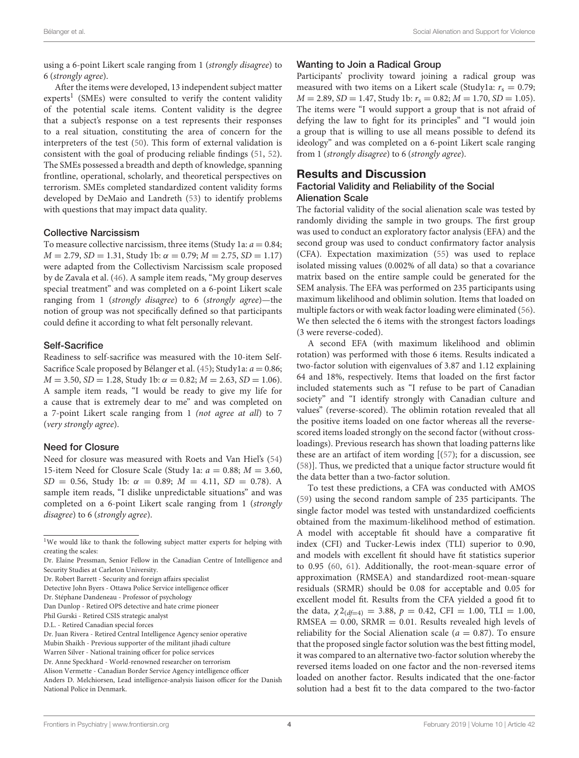using a 6-point Likert scale ranging from 1 (*strongly disagree*) to 6 (*strongly agree*).

After the items were developed, 13 independent subject matter experts[1] (SMEs) were consulted to verify the content validity of the potential scale items. Content validity is the degree that a subject's response on a test represents their responses to a real situation, constituting the area of concern for the interpreters of the test (50). This form of external validation is consistent with the goal of producing reliable findings (51, 52). The SMEs possessed a breadth and depth of knowledge, spanning frontline, operational, scholarly, and theoretical perspectives on terrorism. SMEs completed standardized content validity forms developed by DeMaio and Landreth (53) to identify problems with questions that may impact data quality.

### Collective Narcissism

To measure collective narcissism, three items (Study 1a: $a = 0.84$; $M = 2.79$, $SD = 1.31$, Study 1b: $\alpha = 0.79$; $M = 2.75$, $SD = 1.17$) were adapted from the Collectivism Narcissism scale proposed by de Zavala et al. (46). A sample item reads, "My group deserves special treatment" and was completed on a 6-point Likert scale ranging from 1 (*strongly disagree*) to 6 (*strongly agree*)—the notion of group was not specifically defined so that participants could define it according to what felt personally relevant.

### Self-Sacrifice

Readiness to self-sacrifice was measured with the 10-item Self-Sacrifice Scale proposed by Bélanger et al. (45); Study1a: $a = 0.86$; $M = 3.50$, $SD = 1.28$, Study 1b: $\alpha = 0.82$; $M = 2.63$, $SD = 1.06$). A sample item reads, "I would be ready to give my life for a cause that is extremely dear to me" and was completed on a 7-point Likert scale ranging from 1 (*not agree at all*) to 7 (*very strongly agree*).

### Need for Closure

Need for closure was measured with Roets and Van Hiel's (54) 15-item Need for Closure Scale (Study 1a: $a = 0.88$; $M = 3.60$, $SD = 0.56$, Study 1b: $\alpha = 0.89$; $M = 4.11$, $SD = 0.78$). A sample item reads, "I dislike unpredictable situations" and was completed on a 6-point Likert scale ranging from 1 (*strongly disagree*) to 6 (*strongly agree*).

### Wanting to Join a Radical Group

Participants' proclivity toward joining a radical group was measured with two items on a Likert scale (Study1a: $r_s = 0.79$; $M = 2.89$, $SD = 1.47$, Study 1b: $r_s = 0.82$; $M = 1.70$, $SD = 1.05$). The items were "I would support a group that is not afraid of defying the law to fight for its principles" and "I would join a group that is willing to use all means possible to defend its ideology" and was completed on a 6-point Likert scale ranging from 1 (*strongly disagree*) to 6 (*strongly agree*).

## Results and Discussion

### Factorial Validity and Reliability of the Social Alienation Scale

The factorial validity of the social alienation scale was tested by randomly dividing the sample in two groups. The first group was used to conduct an exploratory factor analysis (EFA) and the second group was used to conduct confirmatory factor analysis (CFA). Expectation maximization (55) was used to replace isolated missing values (0.002% of all data) so that a covariance matrix based on the entire sample could be generated for the SEM analysis. The EFA was performed on 235 participants using maximum likelihood and oblimin solution. Items that loaded on multiple factors or with weak factor loading were eliminated (56). We then selected the 6 items with the strongest factors loadings (3 were reverse-coded).

A second EFA (with maximum likelihood and oblimin rotation) was performed with those 6 items. Results indicated a two-factor solution with eigenvalues of 3.87 and 1.12 explaining 64 and 18%, respectively. Items that loaded on the first factor included statements such as "I refuse to be part of Canadian society" and "I identify strongly with Canadian culture and values" (reverse-scored). The oblimin rotation revealed that all the positive items loaded on one factor whereas all the reverse-scored items loaded strongly on the second factor (without cross-loadings). Previous research has shown that loading patterns like these are an artifact of item wording [(57); for a discussion, see (58)]. Thus, we predicted that a unique factor structure would fit the data better than a two-factor solution.

To test these predictions, a CFA was conducted with AMOS (59) using the second random sample of 235 participants. The single factor model was tested with unstandardized coefficients obtained from the maximum-likelihood method of estimation. A model with acceptable fit should have a comparative fit index (CFI) and Tucker-Lewis index (TLI) superior to 0.90, and models with excellent fit should have fit statistics superior to 0.95 (60, 61). Additionally, the root-mean-square error of approximation (RMSEA) and standardized root-mean-square residuals (SRMR) should be 0.08 for acceptable and 0.05 for excellent model fit. Results from the CFA yielded a good fit to the data, $\chi 2_{(df=4)} = 3.88$, $p = 0.42$, CFI $= 1.00$, TLI $= 1.00$, RMSEA $= 0.00$, SRMR $= 0.01$. Results revealed high levels of reliability for the Social Alienation scale ($a = 0.87$). To ensure that the proposed single factor solution was the best fitting model, it was compared to an alternative two-factor solution whereby the reversed items loaded on one factor and the non-reversed items loaded on another factor. Results indicated that the one-factor solution had a best fit to the data compared to the two-factor

---

[1] We would like to thank the following subject matter experts for helping with creating the scales:
Dr. Elaine Pressman, Senior Fellow in the Canadian Centre of Intelligence and Security Studies at Carleton University.
Dr. Robert Barrett - Security and foreign affairs specialist
Detective John Byers - Ottawa Police Service intelligence officer
Dr. Stéphane Dandeneau - Professor of psychology
Dan Dunlop - Retired OPS detective and hate crime pioneer
Phil Gurski - Retired CSIS strategic analyst
D.L. - Retired Canadian special forces
Dr. Juan Rivera - Retired Central Intelligence Agency senior operative
Mubin Shaikh - Previous supporter of the militant jihadi culture
Warren Silver - National training officer for police services
Dr. Anne Speckhard - World-renowned researcher on terrorism
Alison Vermette - Canadian Border Service Agency intelligence officer
Anders D. Melchiorsen, Lead intelligence-analysis liaison officer for the Danish National Police in Denmark.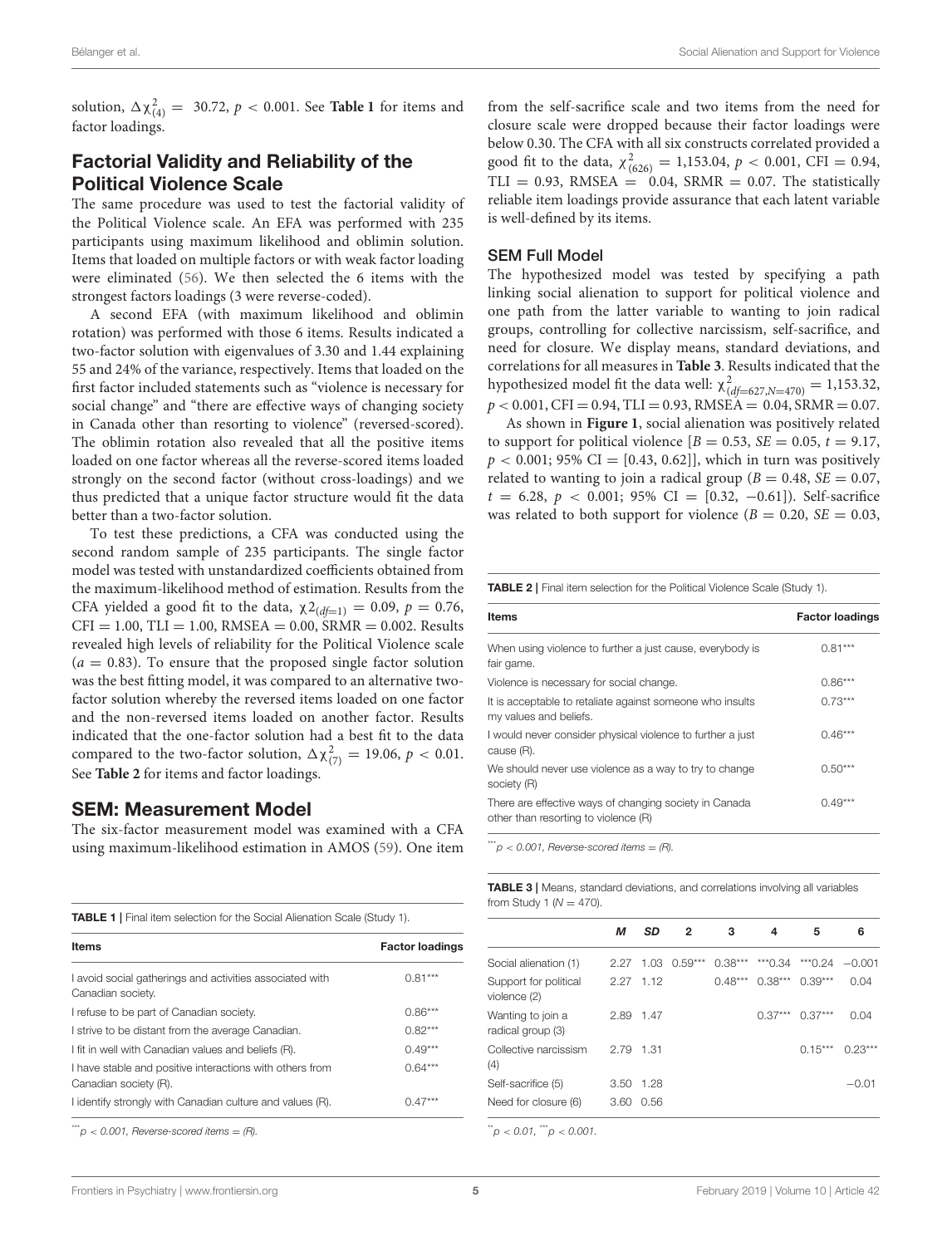solution, $\Delta\chi^2_{(4)} = 30.72$, $p < 0.001$. See **Table 1** for items and factor loadings.

## Factorial Validity and Reliability of the Political Violence Scale

The same procedure was used to test the factorial validity of the Political Violence scale. An EFA was performed with 235 participants using maximum likelihood and oblimin solution. Items that loaded on multiple factors or with weak factor loading were eliminated (56). We then selected the 6 items with the strongest factors loadings (3 were reverse-coded).

A second EFA (with maximum likelihood and oblimin rotation) was performed with those 6 items. Results indicated a two-factor solution with eigenvalues of 3.30 and 1.44 explaining 55 and 24% of the variance, respectively. Items that loaded on the first factor included statements such as "violence is necessary for social change" and "there are effective ways of changing society in Canada other than resorting to violence" (reversed-scored). The oblimin rotation also revealed that all the positive items loaded on one factor whereas all the reverse-scored items loaded strongly on the second factor (without cross-loadings) and we thus predicted that a unique factor structure would fit the data better than a two-factor solution.

To test these predictions, a CFA was conducted using the second random sample of 235 participants. The single factor model was tested with unstandardized coefficients obtained from the maximum-likelihood method of estimation. Results from the CFA yielded a good fit to the data, $\chi2_{(df=1)} = 0.09$, $p = 0.76$, CFI = 1.00, TLI = 1.00, RMSEA = 0.00, SRMR = 0.002. Results revealed high levels of reliability for the Political Violence scale ($a = 0.83$). To ensure that the proposed single factor solution was the best fitting model, it was compared to an alternative two-factor solution whereby the reversed items loaded on one factor and the non-reversed items loaded on another factor. Results indicated that the one-factor solution had a best fit to the data compared to the two-factor solution, $\Delta\chi^2_{(7)} = 19.06$, $p < 0.01$. See **Table 2** for items and factor loadings.

## SEM: Measurement Model

The six-factor measurement model was examined with a CFA using maximum-likelihood estimation in AMOS (59). One item from the self-sacrifice scale and two items from the need for closure scale were dropped because their factor loadings were below 0.30. The CFA with all six constructs correlated provided a good fit to the data, $\chi^2_{(626)} = 1,153.04$, $p < 0.001$, CFI = 0.94, TLI = 0.93, RMSEA = 0.04, SRMR = 0.07. The statistically reliable item loadings provide assurance that each latent variable is well-defined by its items.

### SEM Full Model

The hypothesized model was tested by specifying a path linking social alienation to support for political violence and one path from the latter variable to wanting to join radical groups, controlling for collective narcissism, self-sacrifice, and need for closure. We display means, standard deviations, and correlations for all measures in **Table 3**. Results indicated that the hypothesized model fit the data well: $\chi^2_{(df=627, N=470)} = 1,153.32$, $p < 0.001$, CFI = 0.94, TLI = 0.93, RMSEA = 0.04, SRMR = 0.07.

As shown in **Figure 1**, social alienation was positively related to support for political violence [$B = 0.53$, $SE = 0.05$, $t = 9.17$, $p < 0.001$; 95% CI = [0.43, 0.62]], which in turn was positively related to wanting to join a radical group ($B = 0.48$, $SE = 0.07$, $t = 6.28$, $p < 0.001$; 95% CI = [0.32, −0.61]). Self-sacrifice was related to both support for violence ($B = 0.20$, $SE = 0.03$,

**TABLE 1** | Final item selection for the Social Alienation Scale (Study 1).

| Items | Factor loadings |
|---|---|
| I avoid social gatherings and activities associated with Canadian society. | 0.81*** |
| I refuse to be part of Canadian society. | 0.86*** |
| I strive to be distant from the average Canadian. | 0.82*** |
| I fit in well with Canadian values and beliefs (R). | 0.49*** |
| I have stable and positive interactions with others from Canadian society (R). | 0.64*** |
| I identify strongly with Canadian culture and values (R). | 0.47*** |

***p < 0.001, Reverse-scored items = (R).

**TABLE 2** | Final item selection for the Political Violence Scale (Study 1).

| Items | Factor loadings |
|---|---|
| When using violence to further a just cause, everybody is fair game. | 0.81*** |
| Violence is necessary for social change. | 0.86*** |
| It is acceptable to retaliate against someone who insults my values and beliefs. | 0.73*** |
| I would never consider physical violence to further a just cause (R). | 0.46*** |
| We should never use violence as a way to try to change society (R) | 0.50*** |
| There are effective ways of changing society in Canada other than resorting to violence (R) | 0.49*** |

***p < 0.001, Reverse-scored items = (R).

**TABLE 3** | Means, standard deviations, and correlations involving all variables from Study 1 (N = 470).

| | M | SD | 2 | 3 | 4 | 5 | 6 |
|---|---|---|---|---|---|---|---|
| Social alienation (1) | 2.27 | 1.03 | 0.59*** | 0.38*** | ***0.34 | ***0.24 | −0.001 |
| Support for political violence (2) | 2.27 | 1.12 | | 0.48*** | 0.38*** | 0.39*** | 0.04 |
| Wanting to join a radical group (3) | 2.89 | 1.47 | | | 0.37*** | 0.37*** | 0.04 |
| Collective narcissism (4) | 2.79 | 1.31 | | | | 0.15*** | 0.23*** |
| Self-sacrifice (5) | 3.50 | 1.28 | | | | | −0.01 |
| Need for closure (6) | 3.60 | 0.56 | | | | | |

**p < 0.01, ***p < 0.001.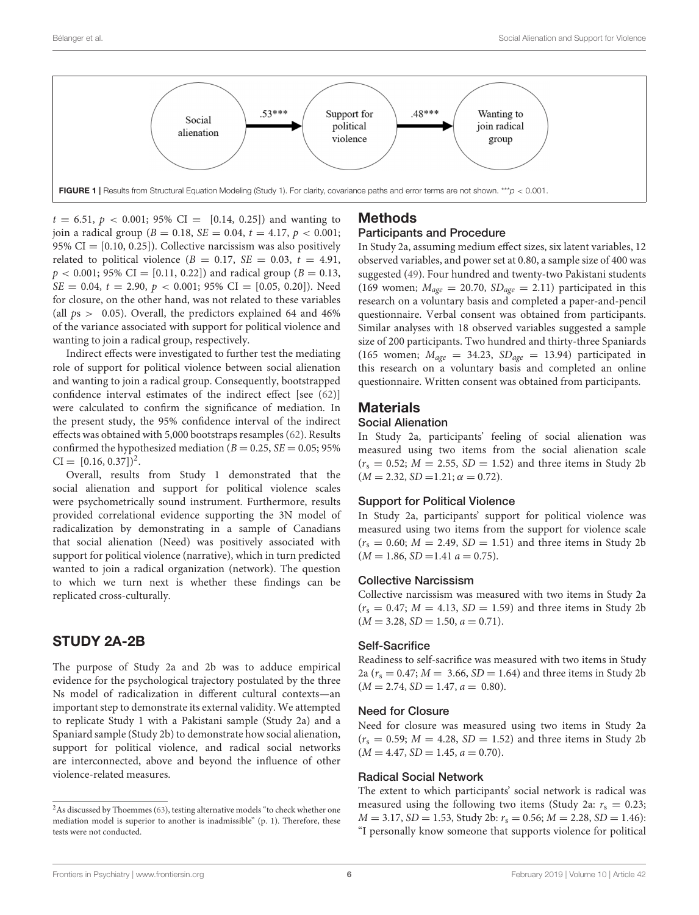Social alienation → (.53***) → Support for political violence → (.48***) → Wanting to join radical group

**FIGURE 1** | Results from Structural Equation Modeling (Study 1). For clarity, covariance paths and error terms are not shown. ***$p < 0.001$.

$t = 6.51$, $p < 0.001$; 95% CI = [0.14, 0.25]) and wanting to join a radical group ($B = 0.18$, $SE = 0.04$, $t = 4.17$, $p < 0.001$; 95% CI = [0.10, 0.25]). Collective narcissism was also positively related to political violence ($B = 0.17$, $SE = 0.03$, $t = 4.91$, $p < 0.001$; 95% CI = [0.11, 0.22]) and radical group ($B = 0.13$, $SE = 0.04$, $t = 2.90$, $p < 0.001$; 95% CI = [0.05, 0.20]). Need for closure, on the other hand, was not related to these variables (all $p$s > 0.05). Overall, the predictors explained 64 and 46% of the variance associated with support for political violence and wanting to join a radical group, respectively.

Indirect effects were investigated to further test the mediating role of support for political violence between social alienation and wanting to join a radical group. Consequently, bootstrapped confidence interval estimates of the indirect effect [see (62)] were calculated to confirm the significance of mediation. In the present study, the 95% confidence interval of the indirect effects was obtained with 5,000 bootstraps resamples (62). Results confirmed the hypothesized mediation ($B = 0.25$, $SE = 0.05$; 95% CI = [0.16, 0.37])[2].

Overall, results from Study 1 demonstrated that the social alienation and support for political violence scales were psychometrically sound instrument. Furthermore, results provided correlational evidence supporting the 3N model of radicalization by demonstrating in a sample of Canadians that social alienation (Need) was positively associated with support for political violence (narrative), which in turn predicted wanted to join a radical organization (network). The question to which we turn next is whether these findings can be replicated cross-culturally.

## STUDY 2A-2B

The purpose of Study 2a and 2b was to adduce empirical evidence for the psychological trajectory postulated by the three Ns model of radicalization in different cultural contexts—an important step to demonstrate its external validity. We attempted to replicate Study 1 with a Pakistani sample (Study 2a) and a Spaniard sample (Study 2b) to demonstrate how social alienation, support for political violence, and radical social networks are interconnected, above and beyond the influence of other violence-related measures.

[2] As discussed by Thoemmes (63), testing alternative models "to check whether one mediation model is superior to another is inadmissible" (p. 1). Therefore, these tests were not conducted.

## Methods

### Participants and Procedure

In Study 2a, assuming medium effect sizes, six latent variables, 12 observed variables, and power set at 0.80, a sample size of 400 was suggested (49). Four hundred and twenty-two Pakistani students (169 women; $M_{age} = 20.70$, $SD_{age} = 2.11$) participated in this research on a voluntary basis and completed a paper-and-pencil questionnaire. Verbal consent was obtained from participants. Similar analyses with 18 observed variables suggested a sample size of 200 participants. Two hundred and thirty-three Spaniards (165 women; $M_{age} = 34.23$, $SD_{age} = 13.94$) participated in this research on a voluntary basis and completed an online questionnaire. Written consent was obtained from participants.

## Materials

### Social Alienation

In Study 2a, participants' feeling of social alienation was measured using two items from the social alienation scale ($r_s = 0.52$; $M = 2.55$, $SD = 1.52$) and three items in Study 2b ($M = 2.32$, $SD = 1.21$; $\alpha = 0.72$).

### Support for Political Violence

In Study 2a, participants' support for political violence was measured using two items from the support for violence scale ($r_s = 0.60$; $M = 2.49$, $SD = 1.51$) and three items in Study 2b ($M = 1.86$, $SD = 1.41$ $a = 0.75$).

### Collective Narcissism

Collective narcissism was measured with two items in Study 2a ($r_s = 0.47$; $M = 4.13$, $SD = 1.59$) and three items in Study 2b ($M = 3.28$, $SD = 1.50$, $a = 0.71$).

### Self-Sacrifice

Readiness to self-sacrifice was measured with two items in Study 2a ($r_s = 0.47$; $M = 3.66$, $SD = 1.64$) and three items in Study 2b ($M = 2.74$, $SD = 1.47$, $a = 0.80$).

### Need for Closure

Need for closure was measured using two items in Study 2a ($r_s = 0.59$; $M = 4.28$, $SD = 1.52$) and three items in Study 2b ($M = 4.47$, $SD = 1.45$, $a = 0.70$).

### Radical Social Network

The extent to which participants' social network is radical was measured using the following two items (Study 2a: $r_s = 0.23$; $M = 3.17$, $SD = 1.53$, Study 2b: $r_s = 0.56$; $M = 2.28$, $SD = 1.46$): "I personally know someone that supports violence for political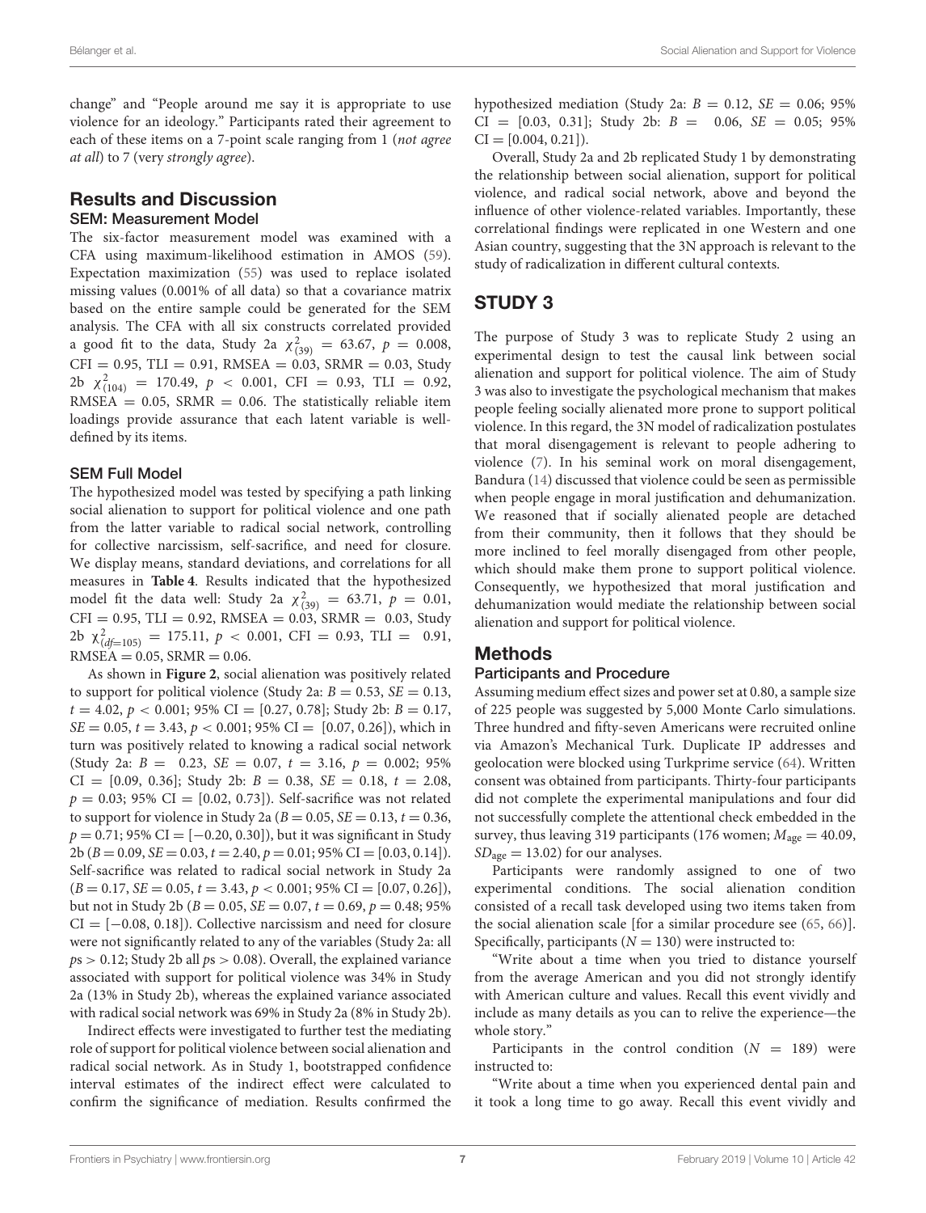change" and "People around me say it is appropriate to use violence for an ideology." Participants rated their agreement to each of these items on a 7-point scale ranging from 1 (*not agree at all*) to 7 (very *strongly agree*).

## Results and Discussion

### SEM: Measurement Model

The six-factor measurement model was examined with a CFA using maximum-likelihood estimation in AMOS (59). Expectation maximization (55) was used to replace isolated missing values (0.001% of all data) so that a covariance matrix based on the entire sample could be generated for the SEM analysis. The CFA with all six constructs correlated provided a good fit to the data, Study 2a $\chi^2_{(39)} = 63.67$, $p = 0.008$, CFI = 0.95, TLI = 0.91, RMSEA = 0.03, SRMR = 0.03, Study 2b $\chi^2_{(104)} = 170.49$, $p < 0.001$, CFI = 0.93, TLI = 0.92, RMSEA = 0.05, SRMR = 0.06. The statistically reliable item loadings provide assurance that each latent variable is well-defined by its items.

### SEM Full Model

The hypothesized model was tested by specifying a path linking social alienation to support for political violence and one path from the latter variable to radical social network, controlling for collective narcissism, self-sacrifice, and need for closure. We display means, standard deviations, and correlations for all measures in **Table 4**. Results indicated that the hypothesized model fit the data well: Study 2a $\chi^2_{(39)} = 63.71$, $p = 0.01$, CFI = 0.95, TLI = 0.92, RMSEA = 0.03, SRMR = 0.03, Study 2b $\chi^2_{(df=105)} = 175.11$, $p < 0.001$, CFI = 0.93, TLI = 0.91, RMSEA = 0.05, SRMR = 0.06.

As shown in **Figure 2**, social alienation was positively related to support for political violence (Study 2a: $B = 0.53$, $SE = 0.13$, $t = 4.02$, $p < 0.001$; 95% CI = [0.27, 0.78]; Study 2b: $B = 0.17$, $SE = 0.05$, $t = 3.43$, $p < 0.001$; 95% CI = [0.07, 0.26]), which in turn was positively related to knowing a radical social network (Study 2a: $B = 0.23$, $SE = 0.07$, $t = 3.16$, $p = 0.002$; 95% CI = [0.09, 0.36]; Study 2b: $B = 0.38$, $SE = 0.18$, $t = 2.08$, $p = 0.03$; 95% CI = [0.02, 0.73]). Self-sacrifice was not related to support for violence in Study 2a ($B = 0.05$, $SE = 0.13$, $t = 0.36$, $p = 0.71$; 95% CI = [−0.20, 0.30]), but it was significant in Study 2b ($B = 0.09$, $SE = 0.03$, $t = 2.40$, $p = 0.01$; 95% CI = [0.03, 0.14]). Self-sacrifice was related to radical social network in Study 2a ($B = 0.17$, $SE = 0.05$, $t = 3.43$, $p < 0.001$; 95% CI = [0.07, 0.26]), but not in Study 2b ($B = 0.05$, $SE = 0.07$, $t = 0.69$, $p = 0.48$; 95% CI = [−0.08, 0.18]). Collective narcissism and need for closure were not significantly related to any of the variables (Study 2a: all $p$s > 0.12; Study 2b all $p$s > 0.08). Overall, the explained variance associated with support for political violence was 34% in Study 2a (13% in Study 2b), whereas the explained variance associated with radical social network was 69% in Study 2a (8% in Study 2b).

Indirect effects were investigated to further test the mediating role of support for political violence between social alienation and radical social network. As in Study 1, bootstrapped confidence interval estimates of the indirect effect were calculated to confirm the significance of mediation. Results confirmed the hypothesized mediation (Study 2a: $B = 0.12$, $SE = 0.06$; 95% CI = [0.03, 0.31]; Study 2b: $B = 0.06$, $SE = 0.05$; 95% CI = [0.004, 0.21]).

Overall, Study 2a and 2b replicated Study 1 by demonstrating the relationship between social alienation, support for political violence, and radical social network, above and beyond the influence of other violence-related variables. Importantly, these correlational findings were replicated in one Western and one Asian country, suggesting that the 3N approach is relevant to the study of radicalization in different cultural contexts.

# STUDY 3

The purpose of Study 3 was to replicate Study 2 using an experimental design to test the causal link between social alienation and support for political violence. The aim of Study 3 was also to investigate the psychological mechanism that makes people feeling socially alienated more prone to support political violence. In this regard, the 3N model of radicalization postulates that moral disengagement is relevant to people adhering to violence (7). In his seminal work on moral disengagement, Bandura (14) discussed that violence could be seen as permissible when people engage in moral justification and dehumanization. We reasoned that if socially alienated people are detached from their community, then it follows that they should be more inclined to feel morally disengaged from other people, which should make them prone to support political violence. Consequently, we hypothesized that moral justification and dehumanization would mediate the relationship between social alienation and support for political violence.

## Methods

### Participants and Procedure

Assuming medium effect sizes and power set at 0.80, a sample size of 225 people was suggested by 5,000 Monte Carlo simulations. Three hundred and fifty-seven Americans were recruited online via Amazon's Mechanical Turk. Duplicate IP addresses and geolocation were blocked using Turkprime service (64). Written consent was obtained from participants. Thirty-four participants did not complete the experimental manipulations and four did not successfully complete the attentional check embedded in the survey, thus leaving 319 participants (176 women; $M_{age} = 40.09$, $SD_{age} = 13.02$) for our analyses.

Participants were randomly assigned to one of two experimental conditions. The social alienation condition consisted of a recall task developed using two items taken from the social alienation scale [for a similar procedure see (65, 66)]. Specifically, participants ($N = 130$) were instructed to:

"Write about a time when you tried to distance yourself from the average American and you did not strongly identify with American culture and values. Recall this event vividly and include as many details as you can to relive the experience—the whole story."

Participants in the control condition ($N = 189$) were instructed to:

"Write about a time when you experienced dental pain and it took a long time to go away. Recall this event vividly and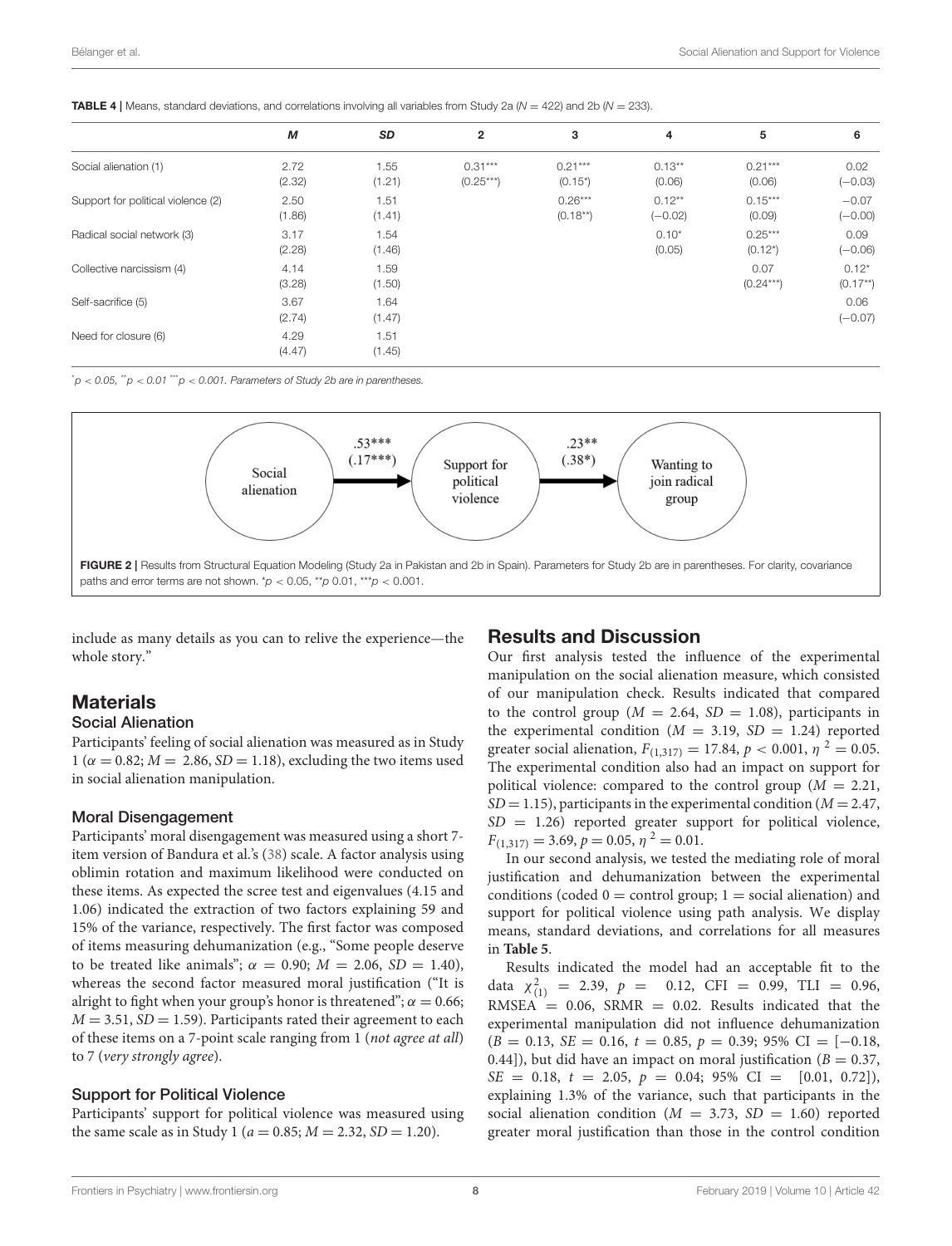**TABLE 4 |** Means, standard deviations, and correlations involving all variables from Study 2a ($N = 422$) and 2b ($N = 233$).

| | *M* | *SD* | 2 | 3 | 4 | 5 | 6 |
|---|---|---|---|---|---|---|---|
| Social alienation (1) | 2.72 (2.32) | 1.55 (1.21) | 0.31*** (0.25***) | 0.21*** (0.15*) | 0.13** (0.06) | 0.21*** (0.06) | 0.02 (−0.03) |
| Support for political violence (2) | 2.50 (1.86) | 1.51 (1.41) | | 0.26*** (0.18**) | 0.12** (−0.02) | 0.15*** (0.09) | −0.07 (−0.00) |
| Radical social network (3) | 3.17 (2.28) | 1.54 (1.46) | | | 0.10* (0.05) | 0.25*** (0.12*) | 0.09 (−0.06) |
| Collective narcissism (4) | 4.14 (3.28) | 1.59 (1.50) | | | | 0.07 (0.24***) | 0.12* (0.17**) |
| Self-sacrifice (5) | 3.67 (2.74) | 1.64 (1.47) | | | | | 0.06 (−0.07) |
| Need for closure (6) | 4.29 (4.47) | 1.51 (1.45) | | | | | |

*$^{*}p < 0.05$, $^{**}p < 0.01$ $^{***}p < 0.001$. Parameters of Study 2b are in parentheses.*

**FIGURE 2 |** Results from Structural Equation Modeling (Study 2a in Pakistan and 2b in Spain). Parameters for Study 2b are in parentheses. For clarity, covariance paths and error terms are not shown. *p < 0.05, **p 0.01, ***p < 0.001.

include as many details as you can to relive the experience—the whole story."

## Materials

### Social Alienation

Participants' feeling of social alienation was measured as in Study 1 ($\alpha = 0.82$; $M = 2.86$, $SD = 1.18$), excluding the two items used in social alienation manipulation.

### Moral Disengagement

Participants' moral disengagement was measured using a short 7-item version of Bandura et al.'s (38) scale. A factor analysis using oblimin rotation and maximum likelihood were conducted on these items. As expected the scree test and eigenvalues (4.15 and 1.06) indicated the extraction of two factors explaining 59 and 15% of the variance, respectively. The first factor was composed of items measuring dehumanization (e.g., "Some people deserve to be treated like animals"; $\alpha = 0.90$; $M = 2.06$, $SD = 1.40$), whereas the second factor measured moral justification ("It is alright to fight when your group's honor is threatened"; $\alpha = 0.66$; $M = 3.51$, $SD = 1.59$). Participants rated their agreement to each of these items on a 7-point scale ranging from 1 (*not agree at all*) to 7 (*very strongly agree*).

### Support for Political Violence

Participants' support for political violence was measured using the same scale as in Study 1 ($a = 0.85$; $M = 2.32$, $SD = 1.20$).

## Results and Discussion

Our first analysis tested the influence of the experimental manipulation on the social alienation measure, which consisted of our manipulation check. Results indicated that compared to the control group ($M = 2.64$, $SD = 1.08$), participants in the experimental condition ($M = 3.19$, $SD = 1.24$) reported greater social alienation, $F_{(1,317)} = 17.84$, $p < 0.001$, $\eta^2 = 0.05$. The experimental condition also had an impact on support for political violence: compared to the control group ($M = 2.21$, $SD = 1.15$), participants in the experimental condition ($M = 2.47$, $SD = 1.26$) reported greater support for political violence, $F_{(1,317)} = 3.69$, $p = 0.05$, $\eta^2 = 0.01$.

In our second analysis, we tested the mediating role of moral justification and dehumanization between the experimental conditions (coded 0 = control group; 1 = social alienation) and support for political violence using path analysis. We display means, standard deviations, and correlations for all measures in **Table 5**.

Results indicated the model had an acceptable fit to the data $\chi^2_{(1)} = 2.39$, $p = 0.12$, CFI = 0.99, TLI = 0.96, RMSEA = 0.06, SRMR = 0.02. Results indicated that the experimental manipulation did not influence dehumanization ($B = 0.13$, $SE = 0.16$, $t = 0.85$, $p = 0.39$; 95% CI = [−0.18, 0.44]), but did have an impact on moral justification ($B = 0.37$, $SE = 0.18$, $t = 2.05$, $p = 0.04$; 95% CI = [0.01, 0.72]), explaining 1.3% of the variance, such that participants in the social alienation condition ($M = 3.73$, $SD = 1.60$) reported greater moral justification than those in the control condition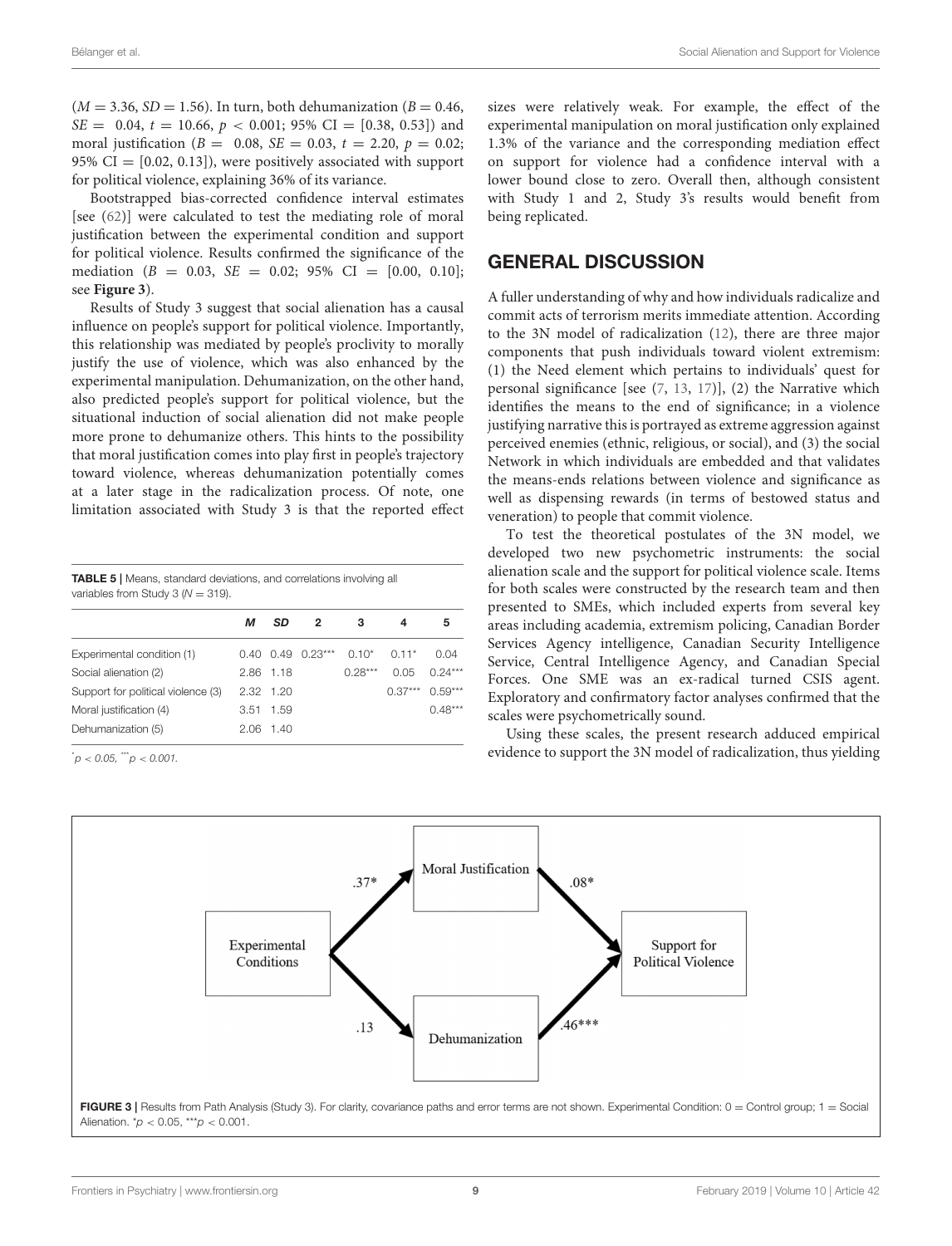($M = 3.36$, $SD = 1.56$). In turn, both dehumanization ($B = 0.46$, $SE = 0.04$, $t = 10.66$, $p < 0.001$; 95% CI = [0.38, 0.53]) and moral justification ($B = 0.08$, $SE = 0.03$, $t = 2.20$, $p = 0.02$; 95% CI = [0.02, 0.13]), were positively associated with support for political violence, explaining 36% of its variance.

Bootstrapped bias-corrected confidence interval estimates [see (62)] were calculated to test the mediating role of moral justification between the experimental condition and support for political violence. Results confirmed the significance of the mediation ($B = 0.03$, $SE = 0.02$; 95% CI = [0.00, 0.10]; see **Figure 3**).

Results of Study 3 suggest that social alienation has a causal influence on people's support for political violence. Importantly, this relationship was mediated by people's proclivity to morally justify the use of violence, which was also enhanced by the experimental manipulation. Dehumanization, on the other hand, also predicted people's support for political violence, but the situational induction of social alienation did not make people more prone to dehumanize others. This hints to the possibility that moral justification comes into play first in people's trajectory toward violence, whereas dehumanization potentially comes at a later stage in the radicalization process. Of note, one limitation associated with Study 3 is that the reported effect sizes were relatively weak. For example, the effect of the experimental manipulation on moral justification only explained 1.3% of the variance and the corresponding mediation effect on support for violence had a confidence interval with a lower bound close to zero. Overall then, although consistent with Study 1 and 2, Study 3's results would benefit from being replicated.

**TABLE 5 |** Means, standard deviations, and correlations involving all variables from Study 3 ($N = 319$).

| | *M* | *SD* | 2 | 3 | 4 | 5 |
|---|---|---|---|---|---|---|
| Experimental condition (1) | 0.40 | 0.49 | 0.23*** | 0.10* | 0.11* | 0.04 |
| Social alienation (2) | 2.86 | 1.18 | | 0.28*** | 0.05 | 0.24*** |
| Support for political violence (3) | 2.32 | 1.20 | | | 0.37*** | 0.59*** |
| Moral justification (4) | 3.51 | 1.59 | | | | 0.48*** |
| Dehumanization (5) | 2.06 | 1.40 | | | | |

*$p < 0.05$, ***$p < 0.001$.

## GENERAL DISCUSSION

A fuller understanding of why and how individuals radicalize and commit acts of terrorism merits immediate attention. According to the 3N model of radicalization (12), there are three major components that push individuals toward violent extremism: (1) the Need element which pertains to individuals' quest for personal significance [see (7, 13, 17)], (2) the Narrative which identifies the means to the end of significance; in a violence justifying narrative this is portrayed as extreme aggression against perceived enemies (ethnic, religious, or social), and (3) the social Network in which individuals are embedded and that validates the means-ends relations between violence and significance as well as dispensing rewards (in terms of bestowed status and veneration) to people that commit violence.

To test the theoretical postulates of the 3N model, we developed two new psychometric instruments: the social alienation scale and the support for political violence scale. Items for both scales were constructed by the research team and then presented to SMEs, which included experts from several key areas including academia, extremism policing, Canadian Border Services Agency intelligence, Canadian Security Intelligence Service, Central Intelligence Agency, and Canadian Special Forces. One SME was an ex-radical turned CSIS agent. Exploratory and confirmatory factor analyses confirmed that the scales were psychometrically sound.

Using these scales, the present research adduced empirical evidence to support the 3N model of radicalization, thus yielding

**FIGURE 3 |** Results from Path Analysis (Study 3). For clarity, covariance paths and error terms are not shown. Experimental Condition: 0 = Control group; 1 = Social Alienation. *$p < 0.05$, ***$p < 0.001$.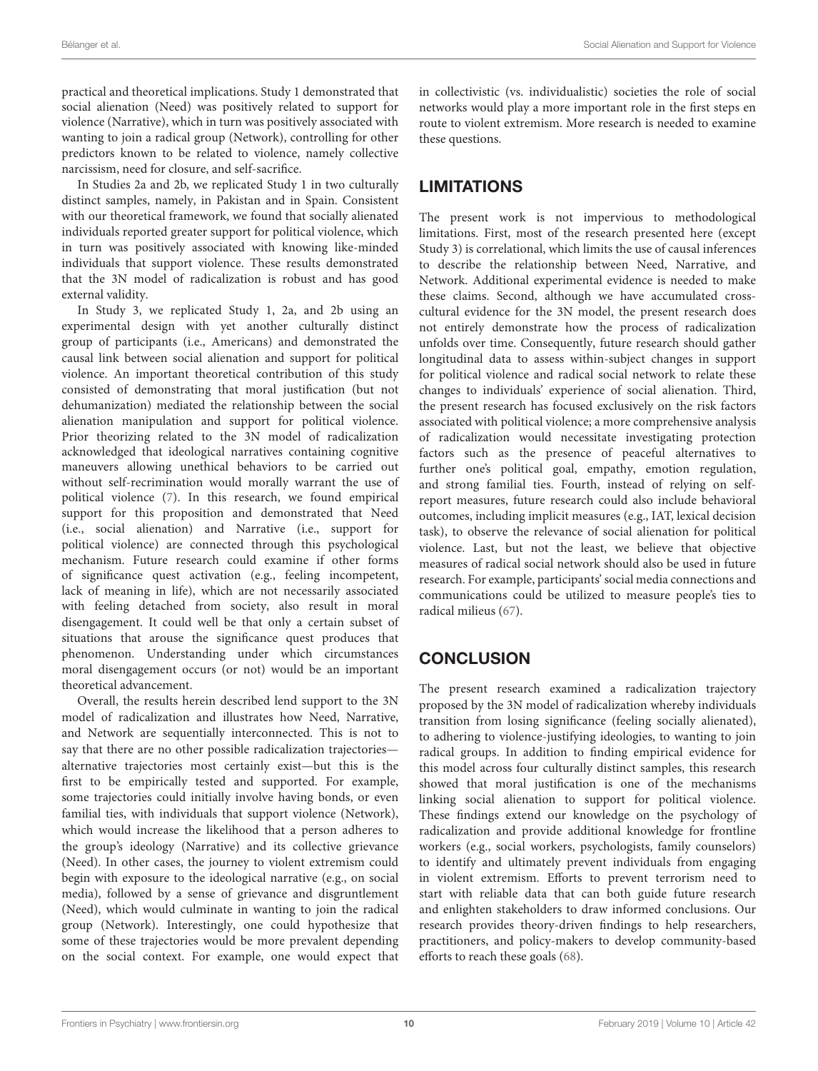practical and theoretical implications. Study 1 demonstrated that social alienation (Need) was positively related to support for violence (Narrative), which in turn was positively associated with wanting to join a radical group (Network), controlling for other predictors known to be related to violence, namely collective narcissism, need for closure, and self-sacrifice.

In Studies 2a and 2b, we replicated Study 1 in two culturally distinct samples, namely, in Pakistan and in Spain. Consistent with our theoretical framework, we found that socially alienated individuals reported greater support for political violence, which in turn was positively associated with knowing like-minded individuals that support violence. These results demonstrated that the 3N model of radicalization is robust and has good external validity.

In Study 3, we replicated Study 1, 2a, and 2b using an experimental design with yet another culturally distinct group of participants (i.e., Americans) and demonstrated the causal link between social alienation and support for political violence. An important theoretical contribution of this study consisted of demonstrating that moral justification (but not dehumanization) mediated the relationship between the social alienation manipulation and support for political violence. Prior theorizing related to the 3N model of radicalization acknowledged that ideological narratives containing cognitive maneuvers allowing unethical behaviors to be carried out without self-recrimination would morally warrant the use of political violence (7). In this research, we found empirical support for this proposition and demonstrated that Need (i.e., social alienation) and Narrative (i.e., support for political violence) are connected through this psychological mechanism. Future research could examine if other forms of significance quest activation (e.g., feeling incompetent, lack of meaning in life), which are not necessarily associated with feeling detached from society, also result in moral disengagement. It could well be that only a certain subset of situations that arouse the significance quest produces that phenomenon. Understanding under which circumstances moral disengagement occurs (or not) would be an important theoretical advancement.

Overall, the results herein described lend support to the 3N model of radicalization and illustrates how Need, Narrative, and Network are sequentially interconnected. This is not to say that there are no other possible radicalization trajectories—alternative trajectories most certainly exist—but this is the first to be empirically tested and supported. For example, some trajectories could initially involve having bonds, or even familial ties, with individuals that support violence (Network), which would increase the likelihood that a person adheres to the group's ideology (Narrative) and its collective grievance (Need). In other cases, the journey to violent extremism could begin with exposure to the ideological narrative (e.g., on social media), followed by a sense of grievance and disgruntlement (Need), which would culminate in wanting to join the radical group (Network). Interestingly, one could hypothesize that some of these trajectories would be more prevalent depending on the social context. For example, one would expect that in collectivistic (vs. individualistic) societies the role of social networks would play a more important role in the first steps en route to violent extremism. More research is needed to examine these questions.

## LIMITATIONS

The present work is not impervious to methodological limitations. First, most of the research presented here (except Study 3) is correlational, which limits the use of causal inferences to describe the relationship between Need, Narrative, and Network. Additional experimental evidence is needed to make these claims. Second, although we have accumulated cross-cultural evidence for the 3N model, the present research does not entirely demonstrate how the process of radicalization unfolds over time. Consequently, future research should gather longitudinal data to assess within-subject changes in support for political violence and radical social network to relate these changes to individuals' experience of social alienation. Third, the present research has focused exclusively on the risk factors associated with political violence; a more comprehensive analysis of radicalization would necessitate investigating protection factors such as the presence of peaceful alternatives to further one's political goal, empathy, emotion regulation, and strong familial ties. Fourth, instead of relying on self-report measures, future research could also include behavioral outcomes, including implicit measures (e.g., IAT, lexical decision task), to observe the relevance of social alienation for political violence. Last, but not the least, we believe that objective measures of radical social network should also be used in future research. For example, participants' social media connections and communications could be utilized to measure people's ties to radical milieus (67).

## CONCLUSION

The present research examined a radicalization trajectory proposed by the 3N model of radicalization whereby individuals transition from losing significance (feeling socially alienated), to adhering to violence-justifying ideologies, to wanting to join radical groups. In addition to finding empirical evidence for this model across four culturally distinct samples, this research showed that moral justification is one of the mechanisms linking social alienation to support for political violence. These findings extend our knowledge on the psychology of radicalization and provide additional knowledge for frontline workers (e.g., social workers, psychologists, family counselors) to identify and ultimately prevent individuals from engaging in violent extremism. Efforts to prevent terrorism need to start with reliable data that can both guide future research and enlighten stakeholders to draw informed conclusions. Our research provides theory-driven findings to help researchers, practitioners, and policy-makers to develop community-based efforts to reach these goals (68).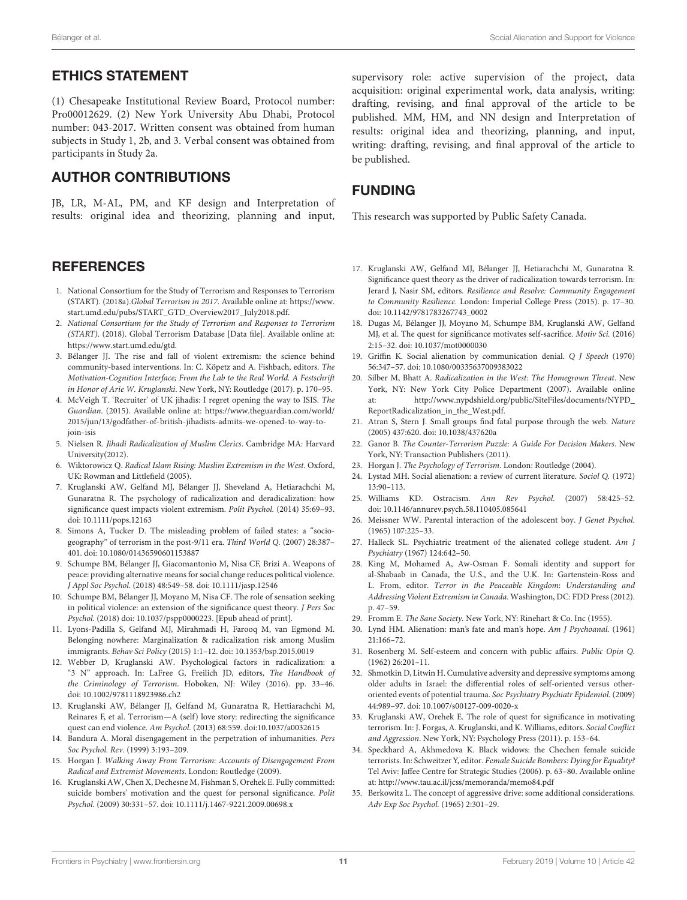## ETHICS STATEMENT

(1) Chesapeake Institutional Review Board, Protocol number: Pro00012629. (2) New York University Abu Dhabi, Protocol number: 043-2017. Written consent was obtained from human subjects in Study 1, 2b, and 3. Verbal consent was obtained from participants in Study 2a.

## AUTHOR CONTRIBUTIONS

JB, LR, M-AL, PM, and KF design and Interpretation of results: original idea and theorizing, planning and input, supervisory role: active supervision of the project, data acquisition: original experimental work, data analysis, writing: drafting, revising, and final approval of the article to be published. MM, HM, and NN design and Interpretation of results: original idea and theorizing, planning, and input, writing: drafting, revising, and final approval of the article to be published.

## FUNDING

This research was supported by Public Safety Canada.

## REFERENCES

1. National Consortium for the Study of Terrorism and Responses to Terrorism (START). (2018a).*Global Terrorism in 2017*. Available online at: https://www.start.umd.edu/pubs/START_GTD_Overview2017_July2018.pdf.
2. *National Consortium for the Study of Terrorism and Responses to Terrorism (START)*. (2018). Global Terrorism Database [Data file]. Available online at: https://www.start.umd.edu/gtd.
3. Bélanger JJ. The rise and fall of violent extremism: the science behind community-based interventions. In: C. Köpetz and A. Fishbach, editors. *The Motivation-Cognition Interface; From the Lab to the Real World. A Festschrift in Honor of Arie W. Kruglanski*. New York, NY: Routledge (2017). p. 170–95.
4. McVeigh T. 'Recruiter' of UK jihadis: I regret opening the way to ISIS. *The Guardian*. (2015). Available online at: https://www.theguardian.com/world/2015/jun/13/godfather-of-british-jihadists-admits-we-opened-to-way-to-join-isis
5. Nielsen R. *Jihadi Radicalization of Muslim Clerics*. Cambridge MA: Harvard University(2012).
6. Wiktorowicz Q. *Radical Islam Rising: Muslim Extremism in the West*. Oxford, UK: Rowman and Littlefield (2005).
7. Kruglanski AW, Gelfand MJ, Bélanger JJ, Sheveland A, Hetiarachchi M, Gunaratna R. The psychology of radicalization and deradicalization: how significance quest impacts violent extremism. *Polit Psychol.* (2014) 35:69–93. doi: 10.1111/pops.12163
8. Simons A, Tucker D. The misleading problem of failed states: a "socio-geography" of terrorism in the post-9/11 era. *Third World Q.* (2007) 28:387–401. doi: 10.1080/01436590601153887
9. Schumpe BM, Bélanger JJ, Giacomantonio M, Nisa CF, Brizi A. Weapons of peace: providing alternative means for social change reduces political violence. *J Appl Soc Psychol.* (2018) 48:549–58. doi: 10.1111/jasp.12546
10. Schumpe BM, Bélanger JJ, Moyano M, Nisa CF. The role of sensation seeking in political violence: an extension of the significance quest theory. *J Pers Soc Psychol.* (2018) doi: 10.1037/pspp0000223. [Epub ahead of print].
11. Lyons-Padilla S, Gelfand MJ, Mirahmadi H, Farooq M, van Egmond M. Belonging nowhere: Marginalization & radicalization risk among Muslim immigrants. *Behav Sci Policy* (2015) 1:1–12. doi: 10.1353/bsp.2015.0019
12. Webber D, Kruglanski AW. Psychological factors in radicalization: a "3 N" approach. In: LaFree G, Freilich JD, editors, *The Handbook of the Criminology of Terrorism*. Hoboken, NJ: Wiley (2016). pp. 33–46. doi: 10.1002/9781118923986.ch2
13. Kruglanski AW, Bélanger JJ, Gelfand M, Gunaratna R, Hettiarachchi M, Reinares F, et al. Terrorism—A (self) love story: redirecting the significance quest can end violence. *Am Psychol.* (2013) 68:559. doi:10.1037/a0032615
14. Bandura A. Moral disengagement in the perpetration of inhumanities. *Pers Soc Psychol. Rev.* (1999) 3:193–209.
15. Horgan J. *Walking Away From Terrorism: Accounts of Disengagement From Radical and Extremist Movements*. London: Routledge (2009).
16. Kruglanski AW, Chen X, Dechesne M, Fishman S, Orehek E. Fully committed: suicide bombers' motivation and the quest for personal significance. *Polit Psychol.* (2009) 30:331–57. doi: 10.1111/j.1467-9221.2009.00698.x
17. Kruglanski AW, Gelfand MJ, Bélanger JJ, Hetiarachchi M, Gunaratna R. Significance quest theory as the driver of radicalization towards terrorism. In: Jerard J, Nasir SM, editors. *Resilience and Resolve: Community Engagement to Community Resilience*. London: Imperial College Press (2015). p. 17–30. doi: 10.1142/9781783267743_0002
18. Dugas M, Bélanger JJ, Moyano M, Schumpe BM, Kruglanski AW, Gelfand MJ, et al. The quest for significance motivates self-sacrifice. *Motiv Sci.* (2016) 2:15–32. doi: 10.1037/mot0000030
19. Griffin K. Social alienation by communication denial. *Q J Speech* (1970) 56:347–57. doi: 10.1080/00335637009383022
20. Silber M, Bhatt A. *Radicalization in the West: The Homegrown Threat*. New York, NY: New York City Police Department (2007). Available online at: http://www.nypdshield.org/public/SiteFiles/documents/NYPD_ReportRadicalization_in_the_West.pdf.
21. Atran S, Stern J. Small groups find fatal purpose through the web. *Nature* (2005) 437:620. doi: 10.1038/437620a
22. Ganor B. *The Counter-Terrorism Puzzle: A Guide For Decision Makers*. New York, NY: Transaction Publishers (2011).
23. Horgan J. *The Psychology of Terrorism*. London: Routledge (2004).
24. Lystad MH. Social alienation: a review of current literature. *Sociol Q.* (1972) 13:90–113.
25. Williams KD. Ostracism. *Ann Rev Psychol.* (2007) 58:425–52. doi: 10.1146/annurev.psych.58.110405.085641
26. Meissner WW. Parental interaction of the adolescent boy. *J Genet Psychol.* (1965) 107:225–33.
27. Halleck SL. Psychiatric treatment of the alienated college student. *Am J Psychiatry* (1967) 124:642–50.
28. King M, Mohamed A, Aw-Osman F. Somali identity and support for al-Shabaab in Canada, the U.S., and the U.K. In: Gartenstein-Ross and L. From, editor. *Terror in the Peaceable Kingdom: Understanding and Addressing Violent Extremism in Canada*. Washington, DC: FDD Press (2012). p. 47–59.
29. Fromm E. *The Sane Society*. New York, NY: Rinehart & Co. Inc (1955).
30. Lynd HM. Alienation: man's fate and man's hope. *Am J Psychoanal.* (1961) 21:166–72.
31. Rosenberg M. Self-esteem and concern with public affairs. *Public Opin Q.* (1962) 26:201–11.
32. Shmotkin D, Litwin H. Cumulative adversity and depressive symptoms among older adults in Israel: the differential roles of self-oriented versus other-oriented events of potential trauma. *Soc Psychiatry Psychiatr Epidemiol.* (2009) 44:989–97. doi: 10.1007/s00127-009-0020-x
33. Kruglanski AW, Orehek E. The role of quest for significance in motivating terrorism. In: J. Forgas, A. Kruglanski, and K. Williams, editors. *Social Conflict and Aggression*. New York, NY: Psychology Press (2011). p. 153–64.
34. Speckhard A, Akhmedova K. Black widows: the Chechen female suicide terrorists. In: Schweitzer Y, editor. *Female Suicide Bombers: Dying for Equality?* Tel Aviv: Jaffee Centre for Strategic Studies (2006). p. 63–80. Available online at: http://www.tau.ac.il/jcss/memoranda/memo84.pdf
35. Berkowitz L. The concept of aggressive drive: some additional considerations. *Adv Exp Soc Psychol.* (1965) 2:301–29.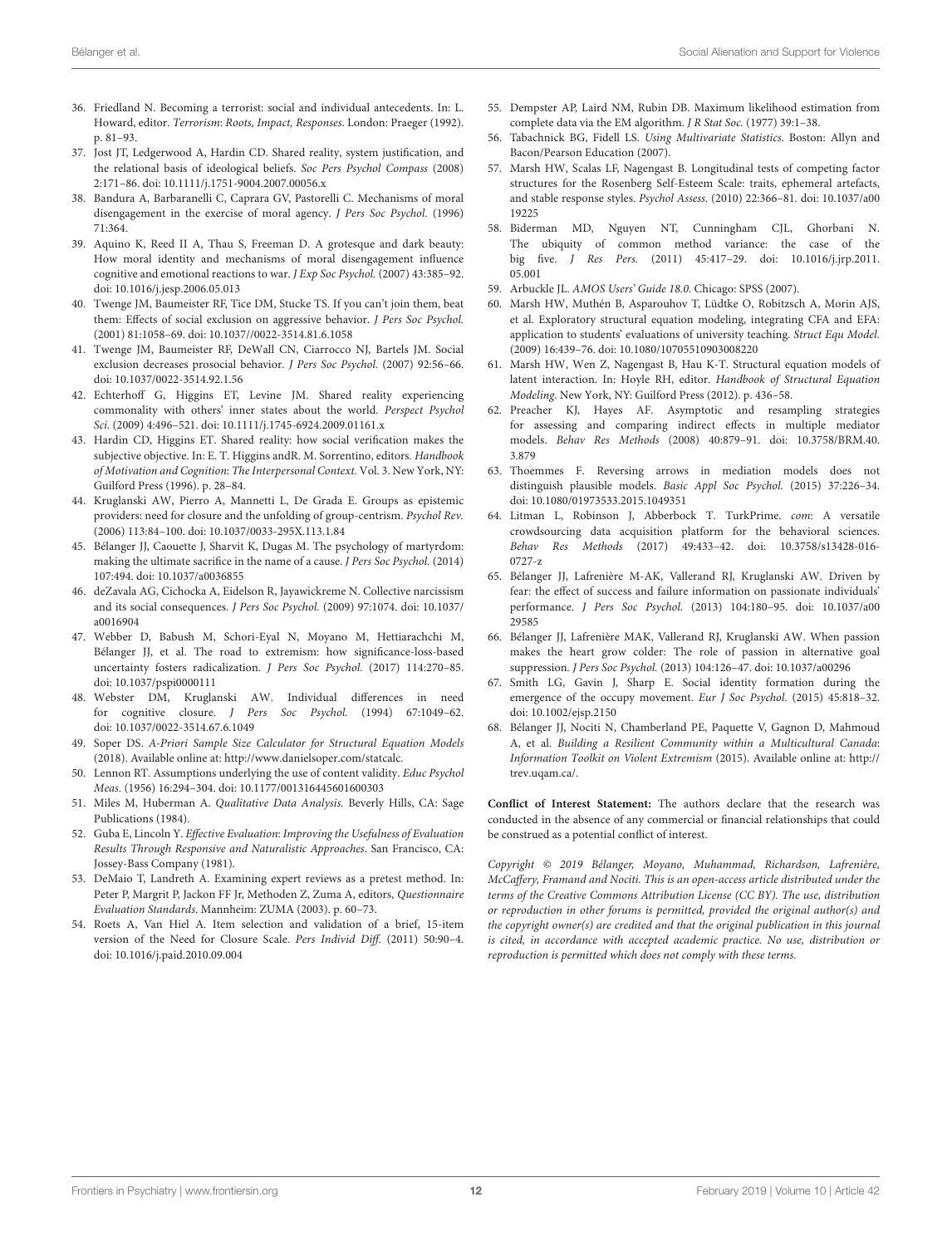36. Friedland N. Becoming a terrorist: social and individual antecedents. In: L. Howard, editor. *Terrorism: Roots, Impact, Responses*. London: Praeger (1992). p. 81–93.
37. Jost JT, Ledgerwood A, Hardin CD. Shared reality, system justification, and the relational basis of ideological beliefs. *Soc Pers Psychol Compass* (2008) 2:171–86. doi: 10.1111/j.1751-9004.2007.00056.x
38. Bandura A, Barbaranelli C, Caprara GV, Pastorelli C. Mechanisms of moral disengagement in the exercise of moral agency. *J Pers Soc Psychol.* (1996) 71:364.
39. Aquino K, Reed II A, Thau S, Freeman D. A grotesque and dark beauty: How moral identity and mechanisms of moral disengagement influence cognitive and emotional reactions to war. *J Exp Soc Psychol.* (2007) 43:385–92. doi: 10.1016/j.jesp.2006.05.013
40. Twenge JM, Baumeister RF, Tice DM, Stucke TS. If you can't join them, beat them: Effects of social exclusion on aggressive behavior. *J Pers Soc Psychol.* (2001) 81:1058–69. doi: 10.1037//0022-3514.81.6.1058
41. Twenge JM, Baumeister RF, DeWall CN, Ciarrocco NJ, Bartels JM. Social exclusion decreases prosocial behavior. *J Pers Soc Psychol.* (2007) 92:56–66. doi: 10.1037/0022-3514.92.1.56
42. Echterhoff G, Higgins ET, Levine JM. Shared reality experiencing commonality with others' inner states about the world. *Perspect Psychol Sci.* (2009) 4:496–521. doi: 10.1111/j.1745-6924.2009.01161.x
43. Hardin CD, Higgins ET. Shared reality: how social verification makes the subjective objective. In: E. T. Higgins andR. M. Sorrentino, editors. *Handbook of Motivation and Cognition: The Interpersonal Context.* Vol. 3. New York, NY: Guilford Press (1996). p. 28–84.
44. Kruglanski AW, Pierro A, Mannetti L, De Grada E. Groups as epistemic providers: need for closure and the unfolding of group-centrism. *Psychol Rev.* (2006) 113:84–100. doi: 10.1037/0033-295X.113.1.84
45. Bélanger JJ, Caouette J, Sharvit K, Dugas M. The psychology of martyrdom: making the ultimate sacrifice in the name of a cause. *J Pers Soc Psychol.* (2014) 107:494. doi: 10.1037/a0036855
46. deZavala AG, Cichocka A, Eidelson R, Jayawickreme N. Collective narcissism and its social consequences. *J Pers Soc Psychol.* (2009) 97:1074. doi: 10.1037/a0016904
47. Webber D, Babush M, Schori-Eyal N, Moyano M, Hettiarachchi M, Bélanger JJ, et al. The road to extremism: how significance-loss-based uncertainty fosters radicalization. *J Pers Soc Psychol*. (2017) 114:270–85. doi: 10.1037/pspi0000111
48. Webster DM, Kruglanski AW. Individual differences in need for cognitive closure. *J Pers Soc Psychol.* (1994) 67:1049–62. doi: 10.1037/0022-3514.67.6.1049
49. Soper DS. *A-Priori Sample Size Calculator for Structural Equation Models* (2018). Available online at: http://www.danielsoper.com/statcalc.
50. Lennon RT. Assumptions underlying the use of content validity. *Educ Psychol Meas.* (1956) 16:294–304. doi: 10.1177/001316445601600303
51. Miles M, Huberman A. *Qualitative Data Analysis*. Beverly Hills, CA: Sage Publications (1984).
52. Guba E, Lincoln Y. *Effective Evaluation: Improving the Usefulness of Evaluation Results Through Responsive and Naturalistic Approaches*. San Francisco, CA: Jossey-Bass Company (1981).
53. DeMaio T, Landreth A. Examining expert reviews as a pretest method. In: Peter P, Margrit P, Jackon FF Jr, Methoden Z, Zuma A, editors, *Questionnaire Evaluation Standards*. Mannheim: ZUMA (2003). p. 60–73.
54. Roets A, Van Hiel A. Item selection and validation of a brief, 15-item version of the Need for Closure Scale. *Pers Individ Diff*. (2011) 50:90–4. doi: 10.1016/j.paid.2010.09.004
55. Dempster AP, Laird NM, Rubin DB. Maximum likelihood estimation from complete data via the EM algorithm. *J R Stat Soc.* (1977) 39:1–38.
56. Tabachnick BG, Fidell LS. *Using Multivariate Statistics*. Boston: Allyn and Bacon/Pearson Education (2007).
57. Marsh HW, Scalas LF, Nagengast B. Longitudinal tests of competing factor structures for the Rosenberg Self-Esteem Scale: traits, ephemeral artefacts, and stable response styles. *Psychol Assess.* (2010) 22:366–81. doi: 10.1037/a0019225
58. Biderman MD, Nguyen NT, Cunningham CJL, Ghorbani N. The ubiquity of common method variance: the case of the big five. *J Res Pers.* (2011) 45:417–29. doi: 10.1016/j.jrp.2011.05.001
59. Arbuckle JL. *AMOS Users' Guide 18.0*. Chicago: SPSS (2007).
60. Marsh HW, Muthén B, Asparouhov T, Lüdtke O, Robitzsch A, Morin AJS, et al. Exploratory structural equation modeling, integrating CFA and EFA: application to students' evaluations of university teaching. *Struct Equ Model.* (2009) 16:439–76. doi: 10.1080/10705510903008220
61. Marsh HW, Wen Z, Nagengast B, Hau K-T. Structural equation models of latent interaction. In: Hoyle RH, editor. *Handbook of Structural Equation Modeling*. New York, NY: Guilford Press (2012). p. 436–58.
62. Preacher KJ, Hayes AF. Asymptotic and resampling strategies for assessing and comparing indirect effects in multiple mediator models. *Behav Res Methods* (2008) 40:879–91. doi: 10.3758/BRM.40.3.879
63. Thoemmes F. Reversing arrows in mediation models does not distinguish plausible models. *Basic Appl Soc Psychol.* (2015) 37:226–34. doi: 10.1080/01973533.2015.1049351
64. Litman L, Robinson J, Abberbock T. TurkPrime. *com*: A versatile crowdsourcing data acquisition platform for the behavioral sciences. *Behav Res Methods* (2017) 49:433–42. doi: 10.3758/s13428-016-0727-z
65. Bélanger JJ, Lafrenière M-AK, Vallerand RJ, Kruglanski AW. Driven by fear: the effect of success and failure information on passionate individuals' performance. *J Pers Soc Psychol.* (2013) 104:180–95. doi: 10.1037/a0029585
66. Bélanger JJ, Lafrenière MAK, Vallerand RJ, Kruglanski AW. When passion makes the heart grow colder: The role of passion in alternative goal suppression. *J Pers Soc Psychol.* (2013) 104:126–47. doi: 10.1037/a00296
67. Smith LG, Gavin J, Sharp E. Social identity formation during the emergence of the occupy movement. *Eur J Soc Psychol*. (2015) 45:818–32. doi: 10.1002/ejsp.2150
68. Bélanger JJ, Nociti N, Chamberland PE, Paquette V, Gagnon D, Mahmoud A, et al. *Building a Resilient Community within a Multicultural Canada: Information Toolkit on Violent Extremism* (2015). Available online at: http://trev.uqam.ca/.

**Conflict of Interest Statement:** The authors declare that the research was conducted in the absence of any commercial or financial relationships that could be construed as a potential conflict of interest.

*Copyright © 2019 Bélanger, Moyano, Muhammad, Richardson, Lafrenière, McCaffery, Framand and Nociti. This is an open-access article distributed under the terms of the Creative Commons Attribution License (CC BY). The use, distribution or reproduction in other forums is permitted, provided the original author(s) and the copyright owner(s) are credited and that the original publication in this journal is cited, in accordance with accepted academic practice. No use, distribution or reproduction is permitted which does not comply with these terms.*